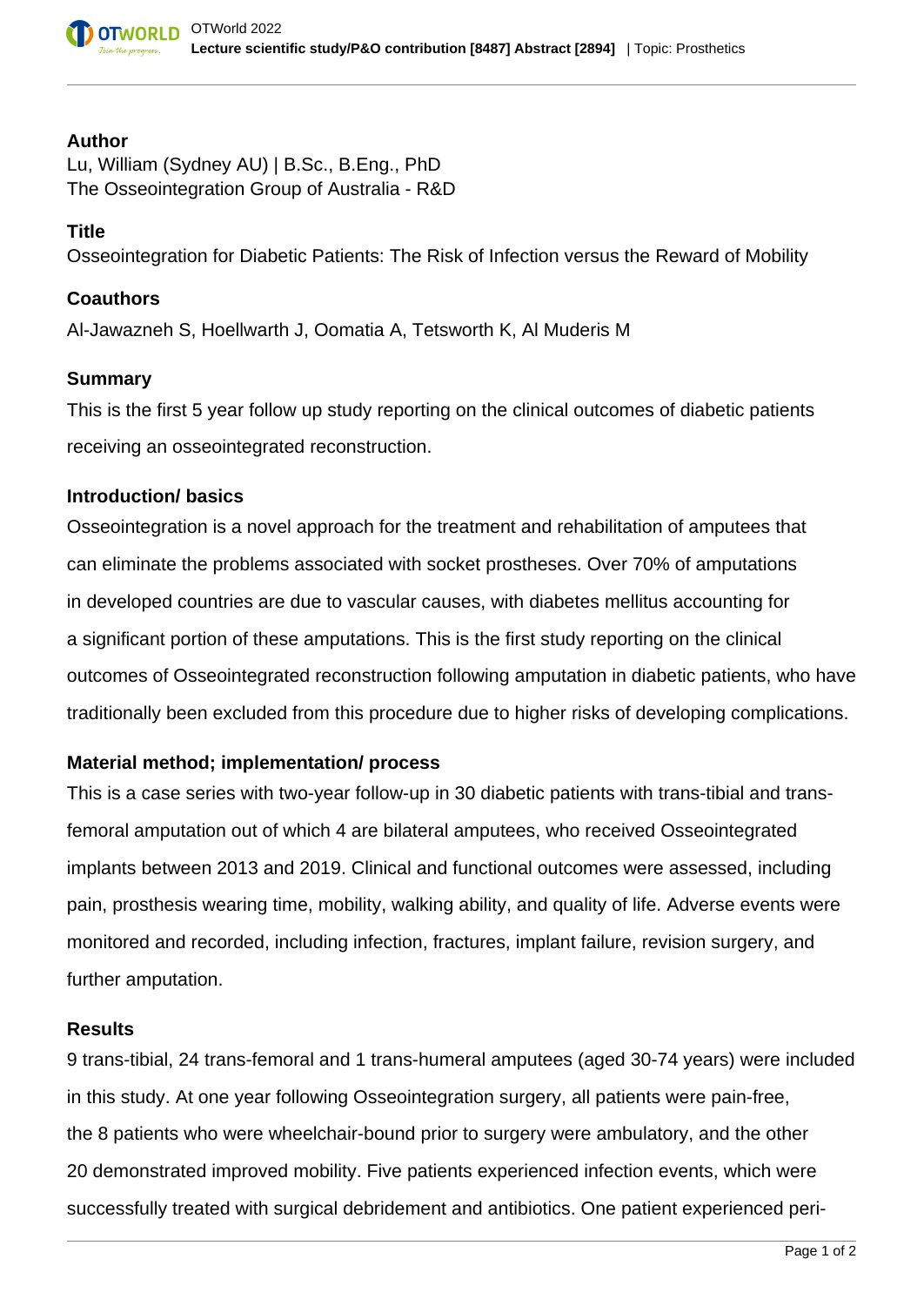## Author

Lu, William (Sydney AU) | B.Sc., B.Eng., PhD
The Osseointegration Group of Australia - R&D

## Title

Osseointegration for Diabetic Patients: The Risk of Infection versus the Reward of Mobility

## Coauthors

Al-Jawazneh S, Hoellwarth J, Oomatia A, Tetsworth K, Al Muderis M

## Summary

This is the first 5 year follow up study reporting on the clinical outcomes of diabetic patients receiving an osseointegrated reconstruction.

## Introduction/ basics

Osseointegration is a novel approach for the treatment and rehabilitation of amputees that can eliminate the problems associated with socket prostheses. Over 70% of amputations in developed countries are due to vascular causes, with diabetes mellitus accounting for a significant portion of these amputations. This is the first study reporting on the clinical outcomes of Osseointegrated reconstruction following amputation in diabetic patients, who have traditionally been excluded from this procedure due to higher risks of developing complications.

## Material method; implementation/ process

This is a case series with two-year follow-up in 30 diabetic patients with trans-tibial and trans-femoral amputation out of which 4 are bilateral amputees, who received Osseointegrated implants between 2013 and 2019. Clinical and functional outcomes were assessed, including pain, prosthesis wearing time, mobility, walking ability, and quality of life. Adverse events were monitored and recorded, including infection, fractures, implant failure, revision surgery, and further amputation.

## Results

9 trans-tibial, 24 trans-femoral and 1 trans-humeral amputees (aged 30-74 years) were included in this study. At one year following Osseointegration surgery, all patients were pain-free, the 8 patients who were wheelchair-bound prior to surgery were ambulatory, and the other 20 demonstrated improved mobility. Five patients experienced infection events, which were successfully treated with surgical debridement and antibiotics. One patient experienced peri-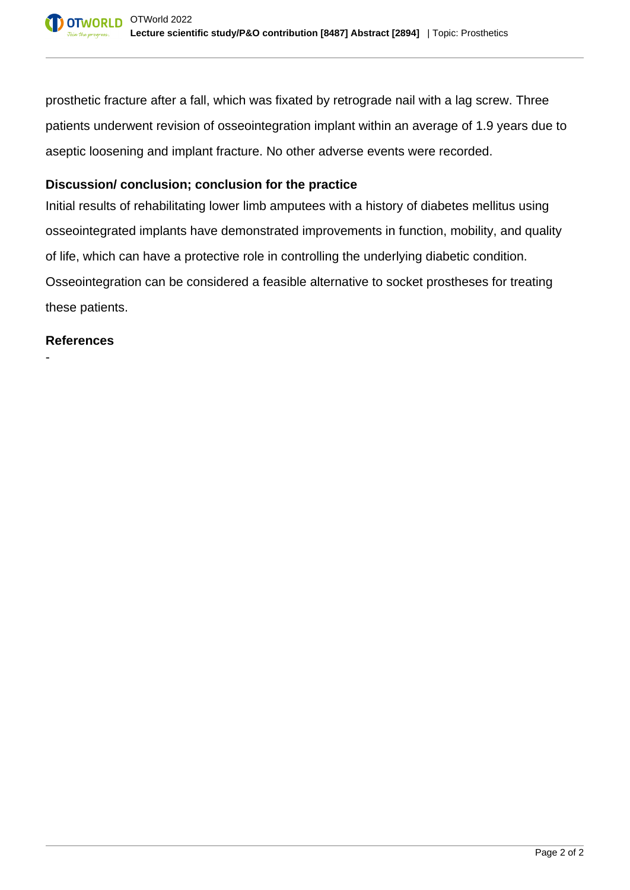prosthetic fracture after a fall, which was fixated by retrograde nail with a lag screw. Three patients underwent revision of osseointegration implant within an average of 1.9 years due to aseptic loosening and implant fracture. No other adverse events were recorded.

### Discussion/ conclusion; conclusion for the practice

Initial results of rehabilitating lower limb amputees with a history of diabetes mellitus using osseointegrated implants have demonstrated improvements in function, mobility, and quality of life, which can have a protective role in controlling the underlying diabetic condition. Osseointegration can be considered a feasible alternative to socket prostheses for treating these patients.

### References

-